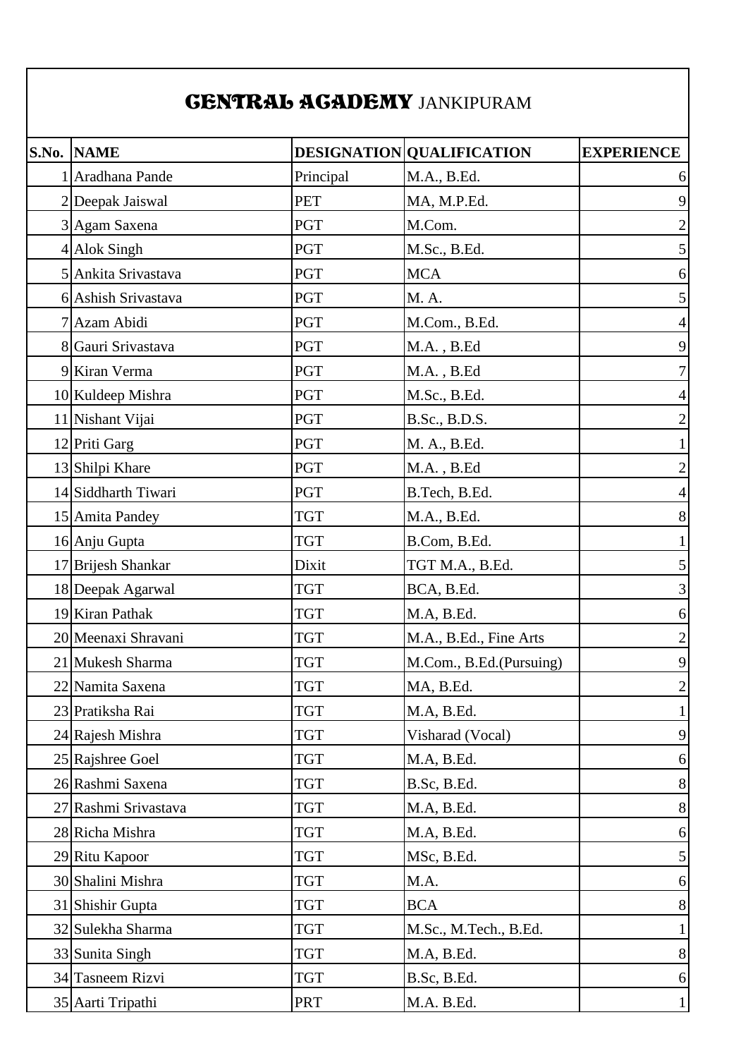# CENTRAL ACADEMY JANKIPURAM

| S.No. | NAME | DESIGNATION | QUALIFICATION | EXPERIENCE |
|---|---|---|---|---|
| 1 | Aradhana Pande | Principal | M.A., B.Ed. | 6 |
| 2 | Deepak Jaiswal | PET | MA, M.P.Ed. | 9 |
| 3 | Agam Saxena | PGT | M.Com. | 2 |
| 4 | Alok Singh | PGT | M.Sc., B.Ed. | 5 |
| 5 | Ankita Srivastava | PGT | MCA | 6 |
| 6 | Ashish Srivastava | PGT | M. A. | 5 |
| 7 | Azam Abidi | PGT | M.Com., B.Ed. | 4 |
| 8 | Gauri Srivastava | PGT | M.A. , B.Ed | 9 |
| 9 | Kiran Verma | PGT | M.A. , B.Ed | 7 |
| 10 | Kuldeep Mishra | PGT | M.Sc., B.Ed. | 4 |
| 11 | Nishant Vijai | PGT | B.Sc., B.D.S. | 2 |
| 12 | Priti Garg | PGT | M. A., B.Ed. | 1 |
| 13 | Shilpi Khare | PGT | M.A. , B.Ed | 2 |
| 14 | Siddharth Tiwari | PGT | B.Tech, B.Ed. | 4 |
| 15 | Amita Pandey | TGT | M.A., B.Ed. | 8 |
| 16 | Anju Gupta | TGT | B.Com, B.Ed. | 1 |
| 17 | Brijesh Shankar | Dixit | TGT M.A., B.Ed. | 5 |
| 18 | Deepak Agarwal | TGT | BCA, B.Ed. | 3 |
| 19 | Kiran Pathak | TGT | M.A, B.Ed. | 6 |
| 20 | Meenaxi Shravani | TGT | M.A., B.Ed., Fine Arts | 2 |
| 21 | Mukesh Sharma | TGT | M.Com., B.Ed.(Pursuing) | 9 |
| 22 | Namita Saxena | TGT | MA, B.Ed. | 2 |
| 23 | Pratiksha Rai | TGT | M.A, B.Ed. | 1 |
| 24 | Rajesh Mishra | TGT | Visharad (Vocal) | 9 |
| 25 | Rajshree Goel | TGT | M.A, B.Ed. | 6 |
| 26 | Rashmi Saxena | TGT | B.Sc, B.Ed. | 8 |
| 27 | Rashmi Srivastava | TGT | M.A, B.Ed. | 8 |
| 28 | Richa Mishra | TGT | M.A, B.Ed. | 6 |
| 29 | Ritu Kapoor | TGT | MSc, B.Ed. | 5 |
| 30 | Shalini Mishra | TGT | M.A. | 6 |
| 31 | Shishir Gupta | TGT | BCA | 8 |
| 32 | Sulekha Sharma | TGT | M.Sc., M.Tech., B.Ed. | 1 |
| 33 | Sunita Singh | TGT | M.A, B.Ed. | 8 |
| 34 | Tasneem Rizvi | TGT | B.Sc, B.Ed. | 6 |
| 35 | Aarti Tripathi | PRT | M.A. B.Ed. | 1 |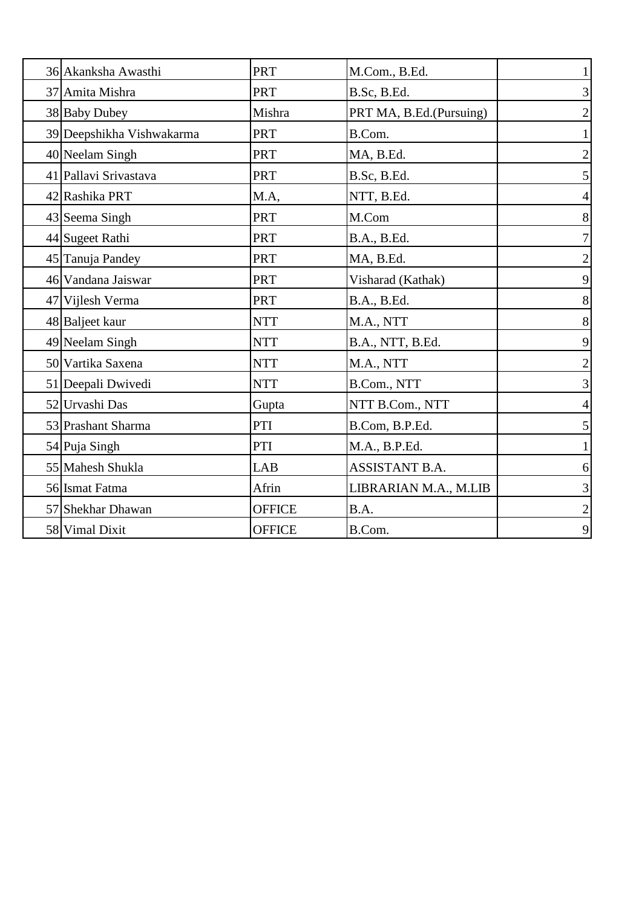| | | | | |
|---|---|---|---|---|
| 36 | Akanksha Awasthi | PRT | M.Com., B.Ed. | 1 |
| 37 | Amita Mishra | PRT | B.Sc, B.Ed. | 3 |
| 38 | Baby Dubey | Mishra | PRT MA, B.Ed.(Pursuing) | 2 |
| 39 | Deepshikha Vishwakarma | PRT | B.Com. | 1 |
| 40 | Neelam Singh | PRT | MA, B.Ed. | 2 |
| 41 | Pallavi Srivastava | PRT | B.Sc, B.Ed. | 5 |
| 42 | Rashika PRT | M.A, | NTT, B.Ed. | 4 |
| 43 | Seema Singh | PRT | M.Com | 8 |
| 44 | Sugeet Rathi | PRT | B.A., B.Ed. | 7 |
| 45 | Tanuja Pandey | PRT | MA, B.Ed. | 2 |
| 46 | Vandana Jaiswar | PRT | Visharad (Kathak) | 9 |
| 47 | Vijlesh Verma | PRT | B.A., B.Ed. | 8 |
| 48 | Baljeet kaur | NTT | M.A., NTT | 8 |
| 49 | Neelam Singh | NTT | B.A., NTT, B.Ed. | 9 |
| 50 | Vartika Saxena | NTT | M.A., NTT | 2 |
| 51 | Deepali Dwivedi | NTT | B.Com., NTT | 3 |
| 52 | Urvashi Das | Gupta | NTT B.Com., NTT | 4 |
| 53 | Prashant Sharma | PTI | B.Com, B.P.Ed. | 5 |
| 54 | Puja Singh | PTI | M.A., B.P.Ed. | 1 |
| 55 | Mahesh Shukla | LAB | ASSISTANT B.A. | 6 |
| 56 | Ismat Fatma | Afrin | LIBRARIAN M.A., M.LIB | 3 |
| 57 | Shekhar Dhawan | OFFICE | B.A. | 2 |
| 58 | Vimal Dixit | OFFICE | B.Com. | 9 |